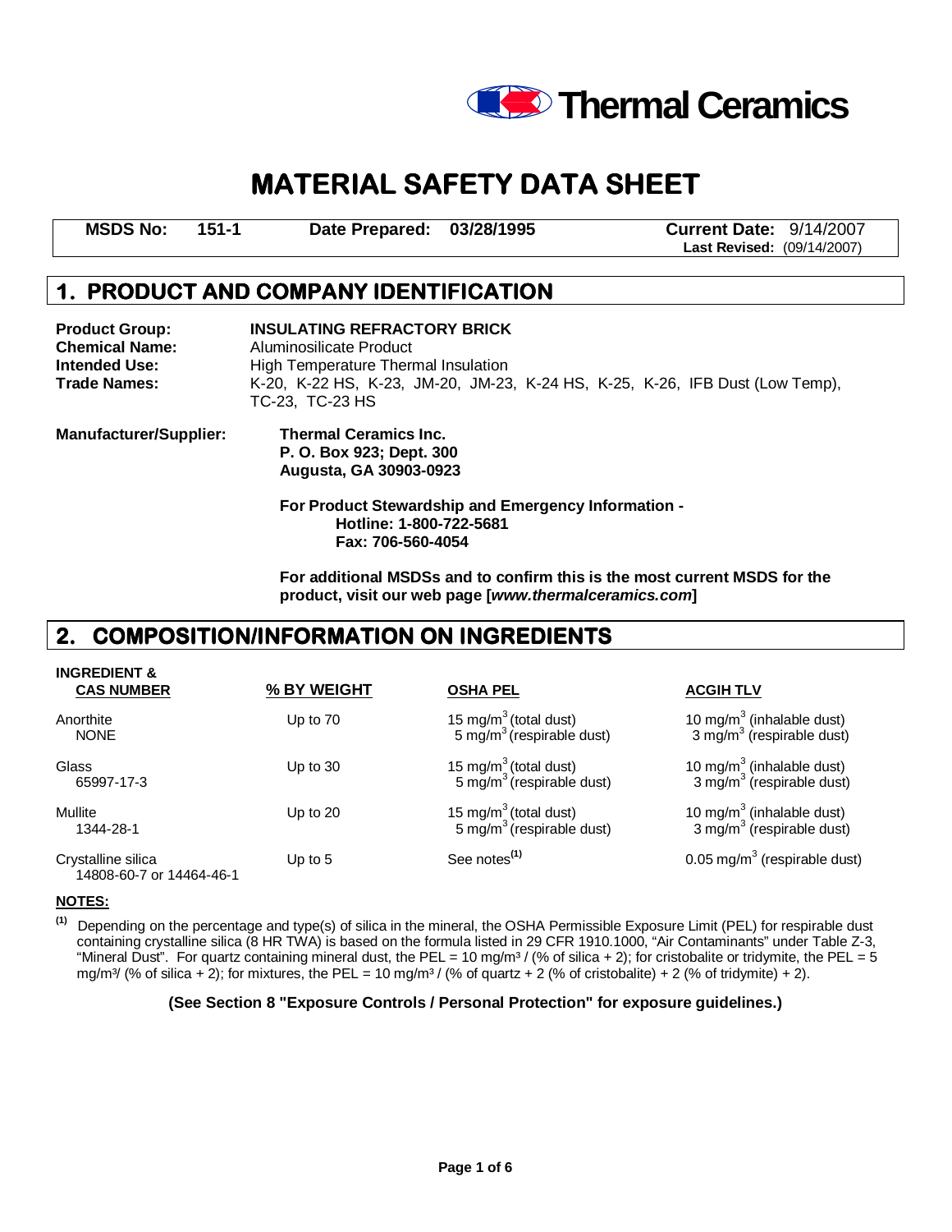**Thermal Ceramics**

# MATERIAL SAFETY DATA SHEET

| **MSDS No:** 151-1 | **Date Prepared:** 03/28/1995 | **Current Date:** 9/14/2007 **Last Revised:** (09/14/2007) |
|---|---|---|

## 1. PRODUCT AND COMPANY IDENTIFICATION

**Product Group:** **INSULATING REFRACTORY BRICK**
**Chemical Name:** Aluminosilicate Product
**Intended Use:** High Temperature Thermal Insulation
**Trade Names:** K-20, K-22 HS, K-23, JM-20, JM-23, K-24 HS, K-25, K-26, IFB Dust (Low Temp), TC-23, TC-23 HS

**Manufacturer/Supplier:**
**Thermal Ceramics Inc.**
**P. O. Box 923; Dept. 300**
**Augusta, GA 30903-0923**

**For Product Stewardship and Emergency Information -**
**Hotline: 1-800-722-5681**
**Fax: 706-560-4054**

**For additional MSDSs and to confirm this is the most current MSDS for the product, visit our web page [*www.thermalceramics.com*]**

## 2. COMPOSITION/INFORMATION ON INGREDIENTS

| INGREDIENT & CAS NUMBER | % BY WEIGHT | OSHA PEL | ACGIH TLV |
|---|---|---|---|
| Anorthite<br>NONE | Up to 70 | 15 mg/m$^3$ (total dust)<br>5 mg/m$^3$ (respirable dust) | 10 mg/m$^3$ (inhalable dust)<br>3 mg/m$^3$ (respirable dust) |
| Glass<br>65997-17-3 | Up to 30 | 15 mg/m$^3$ (total dust)<br>5 mg/m$^3$ (respirable dust) | 10 mg/m$^3$ (inhalable dust)<br>3 mg/m$^3$ (respirable dust) |
| Mullite<br>1344-28-1 | Up to 20 | 15 mg/m$^3$ (total dust)<br>5 mg/m$^3$ (respirable dust) | 10 mg/m$^3$ (inhalable dust)<br>3 mg/m$^3$ (respirable dust) |
| Crystalline silica<br>14808-60-7 or 14464-46-1 | Up to 5 | See notes[1] | 0.05 mg/m$^3$ (respirable dust) |

**NOTES:**

[1] Depending on the percentage and type(s) of silica in the mineral, the OSHA Permissible Exposure Limit (PEL) for respirable dust containing crystalline silica (8 HR TWA) is based on the formula listed in 29 CFR 1910.1000, "Air Contaminants" under Table Z-3, "Mineral Dust". For quartz containing mineral dust, the PEL = 10 mg/m³ / (% of silica + 2); for cristobalite or tridymite, the PEL = 5 mg/m³/ (% of silica + 2); for mixtures, the PEL = 10 mg/m³ / (% of quartz + 2 (% of cristobalite) + 2 (% of tridymite) + 2).

**(See Section 8 "Exposure Controls / Personal Protection" for exposure guidelines.)**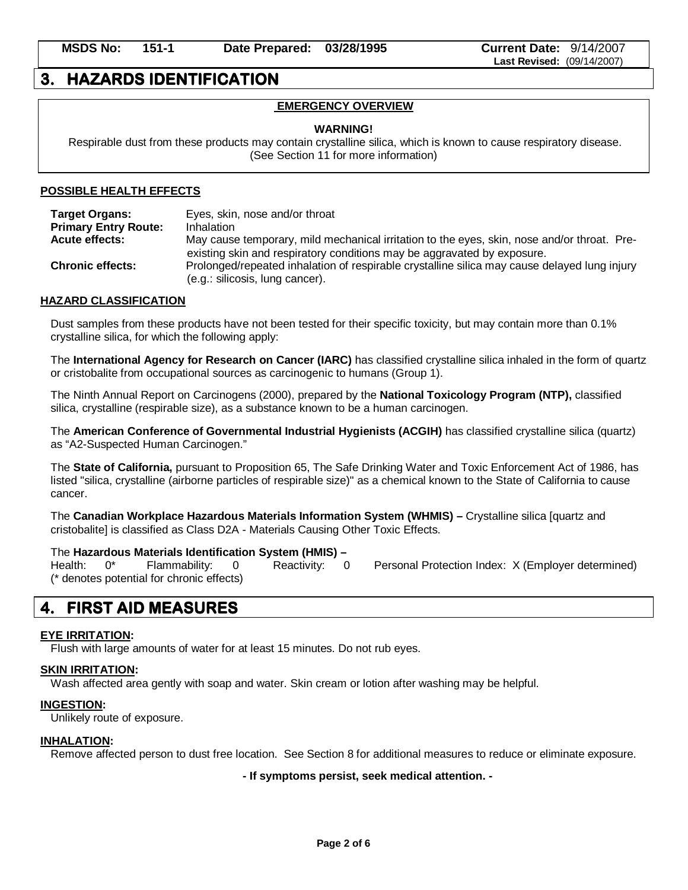## 3. HAZARDS IDENTIFICATION

**EMERGENCY OVERVIEW**

**WARNING!**

Respirable dust from these products may contain crystalline silica, which is known to cause respiratory disease. (See Section 11 for more information)

**POSSIBLE HEALTH EFFECTS**

**Target Organs:** Eyes, skin, nose and/or throat

**Primary Entry Route:** Inhalation

**Acute effects:** May cause temporary, mild mechanical irritation to the eyes, skin, nose and/or throat. Pre-existing skin and respiratory conditions may be aggravated by exposure.

**Chronic effects:** Prolonged/repeated inhalation of respirable crystalline silica may cause delayed lung injury (e.g.: silicosis, lung cancer).

**HAZARD CLASSIFICATION**

Dust samples from these products have not been tested for their specific toxicity, but may contain more than 0.1% crystalline silica, for which the following apply:

The **International Agency for Research on Cancer (IARC)** has classified crystalline silica inhaled in the form of quartz or cristobalite from occupational sources as carcinogenic to humans (Group 1).

The Ninth Annual Report on Carcinogens (2000), prepared by the **National Toxicology Program (NTP),** classified silica, crystalline (respirable size), as a substance known to be a human carcinogen.

The **American Conference of Governmental Industrial Hygienists (ACGIH)** has classified crystalline silica (quartz) as "A2-Suspected Human Carcinogen."

The **State of California,** pursuant to Proposition 65, The Safe Drinking Water and Toxic Enforcement Act of 1986, has listed "silica, crystalline (airborne particles of respirable size)" as a chemical known to the State of California to cause cancer.

The **Canadian Workplace Hazardous Materials Information System (WHMIS) –** Crystalline silica [quartz and cristobalite] is classified as Class D2A - Materials Causing Other Toxic Effects.

The **Hazardous Materials Identification System (HMIS) –**
Health: 0* Flammability: 0 Reactivity: 0 Personal Protection Index: X (Employer determined)
(* denotes potential for chronic effects)

## 4. FIRST AID MEASURES

**EYE IRRITATION:**
Flush with large amounts of water for at least 15 minutes. Do not rub eyes.

**SKIN IRRITATION:**
Wash affected area gently with soap and water. Skin cream or lotion after washing may be helpful.

**INGESTION:**
Unlikely route of exposure.

**INHALATION:**
Remove affected person to dust free location. See Section 8 for additional measures to reduce or eliminate exposure.

**- If symptoms persist, seek medical attention. -**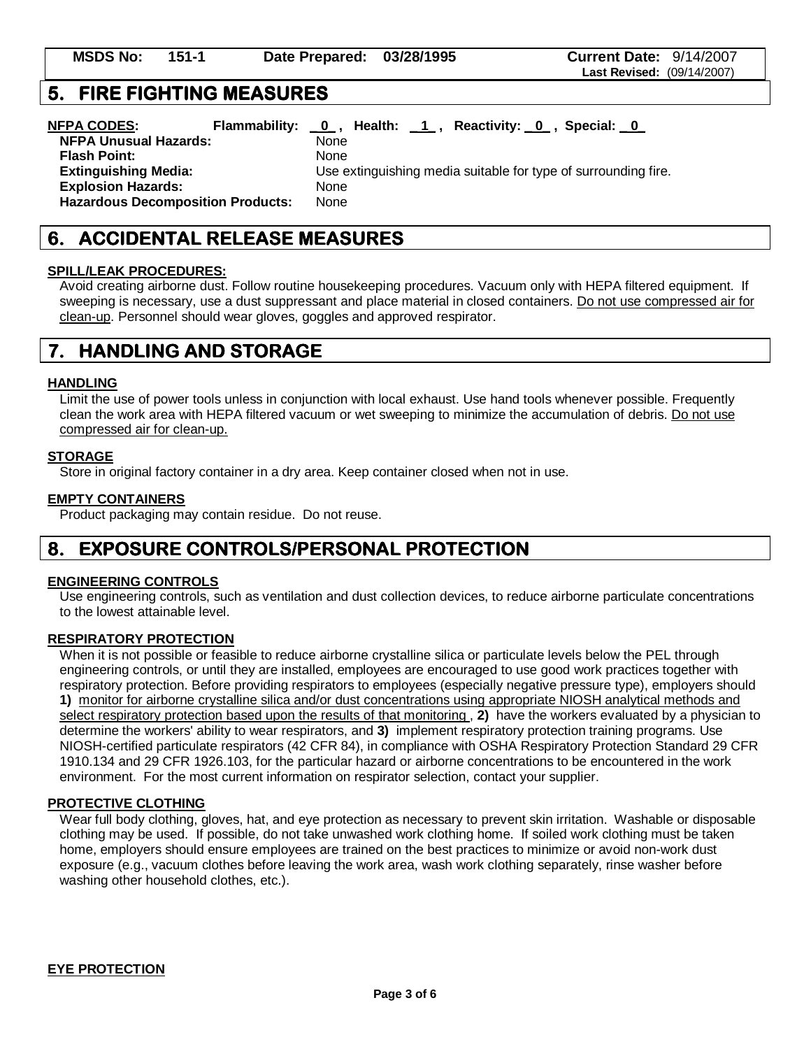## 5. FIRE FIGHTING MEASURES

**NFPA CODES:** **Flammability:** _0_, **Health:** _1_, **Reactivity:** _0_, **Special:** _0_

| | |
|---|---|
| **NFPA Unusual Hazards:** | None |
| **Flash Point:** | None |
| **Extinguishing Media:** | Use extinguishing media suitable for type of surrounding fire. |
| **Explosion Hazards:** | None |
| **Hazardous Decomposition Products:** | None |

## 6. ACCIDENTAL RELEASE MEASURES

**SPILL/LEAK PROCEDURES:**

Avoid creating airborne dust. Follow routine housekeeping procedures. Vacuum only with HEPA filtered equipment. If sweeping is necessary, use a dust suppressant and place material in closed containers. Do not use compressed air for clean-up. Personnel should wear gloves, goggles and approved respirator.

## 7. HANDLING AND STORAGE

**HANDLING**

Limit the use of power tools unless in conjunction with local exhaust. Use hand tools whenever possible. Frequently clean the work area with HEPA filtered vacuum or wet sweeping to minimize the accumulation of debris. Do not use compressed air for clean-up.

**STORAGE**

Store in original factory container in a dry area. Keep container closed when not in use.

**EMPTY CONTAINERS**

Product packaging may contain residue. Do not reuse.

## 8. EXPOSURE CONTROLS/PERSONAL PROTECTION

**ENGINEERING CONTROLS**

Use engineering controls, such as ventilation and dust collection devices, to reduce airborne particulate concentrations to the lowest attainable level.

**RESPIRATORY PROTECTION**

When it is not possible or feasible to reduce airborne crystalline silica or particulate levels below the PEL through engineering controls, or until they are installed, employees are encouraged to use good work practices together with respiratory protection. Before providing respirators to employees (especially negative pressure type), employers should **1)** monitor for airborne crystalline silica and/or dust concentrations using appropriate NIOSH analytical methods and select respiratory protection based upon the results of that monitoring , **2)** have the workers evaluated by a physician to determine the workers' ability to wear respirators, and **3)** implement respiratory protection training programs. Use NIOSH-certified particulate respirators (42 CFR 84), in compliance with OSHA Respiratory Protection Standard 29 CFR 1910.134 and 29 CFR 1926.103, for the particular hazard or airborne concentrations to be encountered in the work environment. For the most current information on respirator selection, contact your supplier.

**PROTECTIVE CLOTHING**

Wear full body clothing, gloves, hat, and eye protection as necessary to prevent skin irritation. Washable or disposable clothing may be used. If possible, do not take unwashed work clothing home. If soiled work clothing must be taken home, employers should ensure employees are trained on the best practices to minimize or avoid non-work dust exposure (e.g., vacuum clothes before leaving the work area, wash work clothing separately, rinse washer before washing other household clothes, etc.).

**EYE PROTECTION**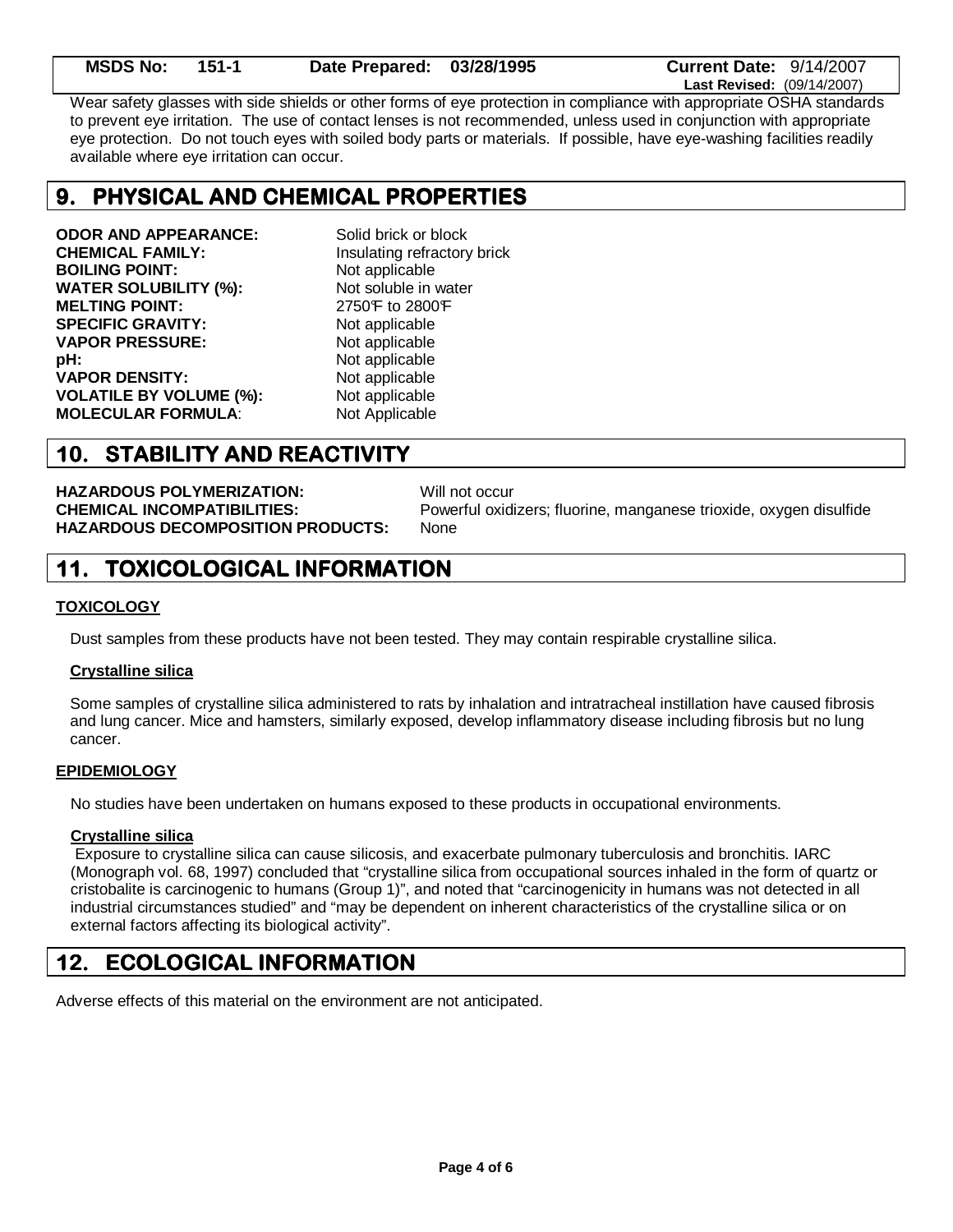Wear safety glasses with side shields or other forms of eye protection in compliance with appropriate OSHA standards to prevent eye irritation. The use of contact lenses is not recommended, unless used in conjunction with appropriate eye protection. Do not touch eyes with soiled body parts or materials. If possible, have eye-washing facilities readily available where eye irritation can occur.

## 9. PHYSICAL AND CHEMICAL PROPERTIES

| | |
|---|---|
| **ODOR AND APPEARANCE:** | Solid brick or block |
| **CHEMICAL FAMILY:** | Insulating refractory brick |
| **BOILING POINT:** | Not applicable |
| **WATER SOLUBILITY (%):** | Not soluble in water |
| **MELTING POINT:** | 2750°F to 2800°F |
| **SPECIFIC GRAVITY:** | Not applicable |
| **VAPOR PRESSURE:** | Not applicable |
| **pH:** | Not applicable |
| **VAPOR DENSITY:** | Not applicable |
| **VOLATILE BY VOLUME (%):** | Not applicable |
| **MOLECULAR FORMULA**: | Not Applicable |

## 10. STABILITY AND REACTIVITY

| | |
|---|---|
| **HAZARDOUS POLYMERIZATION:** | Will not occur |
| **CHEMICAL INCOMPATIBILITIES:** | Powerful oxidizers; fluorine, manganese trioxide, oxygen disulfide |
| **HAZARDOUS DECOMPOSITION PRODUCTS:** | None |

## 11. TOXICOLOGICAL INFORMATION

**TOXICOLOGY**

Dust samples from these products have not been tested. They may contain respirable crystalline silica.

**Crystalline silica**

Some samples of crystalline silica administered to rats by inhalation and intratracheal instillation have caused fibrosis and lung cancer. Mice and hamsters, similarly exposed, develop inflammatory disease including fibrosis but no lung cancer.

**EPIDEMIOLOGY**

No studies have been undertaken on humans exposed to these products in occupational environments.

**Crystalline silica**

Exposure to crystalline silica can cause silicosis, and exacerbate pulmonary tuberculosis and bronchitis. IARC (Monograph vol. 68, 1997) concluded that "crystalline silica from occupational sources inhaled in the form of quartz or cristobalite is carcinogenic to humans (Group 1)", and noted that "carcinogenicity in humans was not detected in all industrial circumstances studied" and "may be dependent on inherent characteristics of the crystalline silica or on external factors affecting its biological activity".

## 12. ECOLOGICAL INFORMATION

Adverse effects of this material on the environment are not anticipated.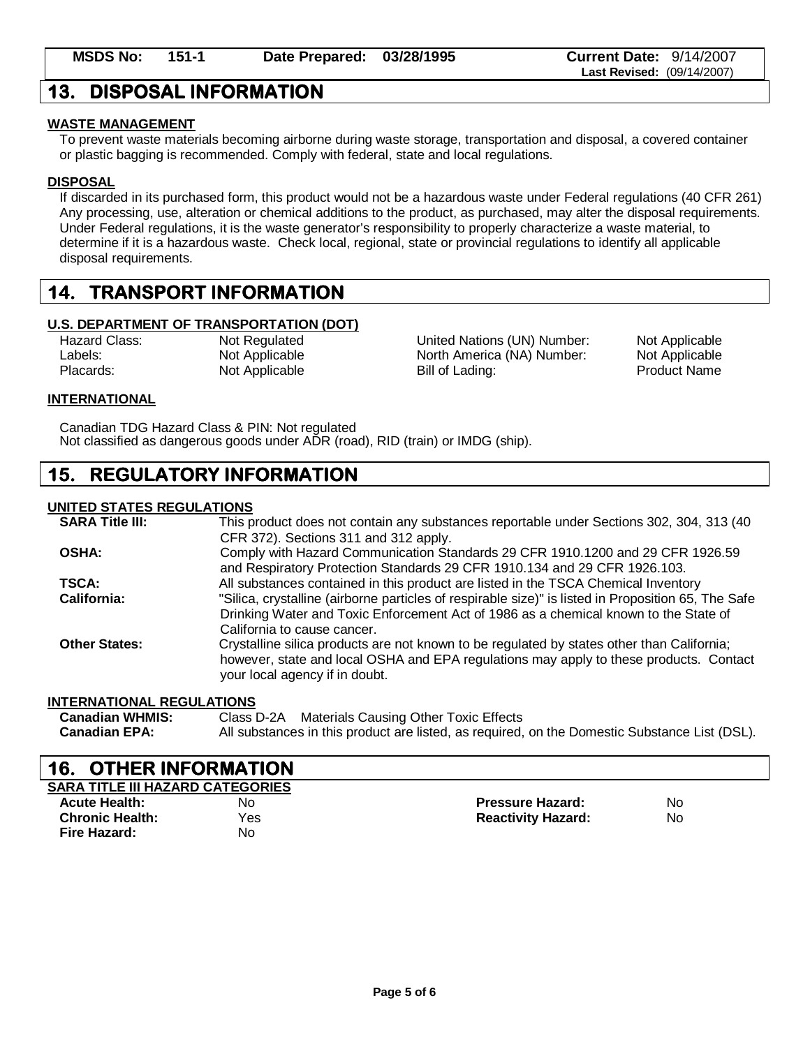| MSDS No: 151-1 | Date Prepared: 03/28/1995 | Current Date: 9/14/2007 Last Revised: (09/14/2007) |
|---|---|---|

## 13. DISPOSAL INFORMATION

**WASTE MANAGEMENT**

To prevent waste materials becoming airborne during waste storage, transportation and disposal, a covered container or plastic bagging is recommended. Comply with federal, state and local regulations.

**DISPOSAL**

If discarded in its purchased form, this product would not be a hazardous waste under Federal regulations (40 CFR 261) Any processing, use, alteration or chemical additions to the product, as purchased, may alter the disposal requirements. Under Federal regulations, it is the waste generator's responsibility to properly characterize a waste material, to determine if it is a hazardous waste. Check local, regional, state or provincial regulations to identify all applicable disposal requirements.

## 14. TRANSPORT INFORMATION

**U.S. DEPARTMENT OF TRANSPORTATION (DOT)**

| | | | |
|---|---|---|---|
| Hazard Class: | Not Regulated | United Nations (UN) Number: | Not Applicable |
| Labels: | Not Applicable | North America (NA) Number: | Not Applicable |
| Placards: | Not Applicable | Bill of Lading: | Product Name |

**INTERNATIONAL**

Canadian TDG Hazard Class & PIN: Not regulated
Not classified as dangerous goods under ADR (road), RID (train) or IMDG (ship).

## 15. REGULATORY INFORMATION

**UNITED STATES REGULATIONS**

| | |
|---|---|
| **SARA Title III:** | This product does not contain any substances reportable under Sections 302, 304, 313 (40 CFR 372). Sections 311 and 312 apply. |
| **OSHA:** | Comply with Hazard Communication Standards 29 CFR 1910.1200 and 29 CFR 1926.59 and Respiratory Protection Standards 29 CFR 1910.134 and 29 CFR 1926.103. |
| **TSCA:** | All substances contained in this product are listed in the TSCA Chemical Inventory |
| **California:** | "Silica, crystalline (airborne particles of respirable size)" is listed in Proposition 65, The Safe Drinking Water and Toxic Enforcement Act of 1986 as a chemical known to the State of California to cause cancer. |
| **Other States:** | Crystalline silica products are not known to be regulated by states other than California; however, state and local OSHA and EPA regulations may apply to these products. Contact your local agency if in doubt. |

**INTERNATIONAL REGULATIONS**

| | |
|---|---|
| **Canadian WHMIS:** | Class D-2A Materials Causing Other Toxic Effects |
| **Canadian EPA:** | All substances in this product are listed, as required, on the Domestic Substance List (DSL). |

## 16. OTHER INFORMATION

**SARA TITLE III HAZARD CATEGORIES**

| | | | |
|---|---|---|---|
| **Acute Health:** | No | **Pressure Hazard:** | No |
| **Chronic Health:** | Yes | **Reactivity Hazard:** | No |
| **Fire Hazard:** | No | | |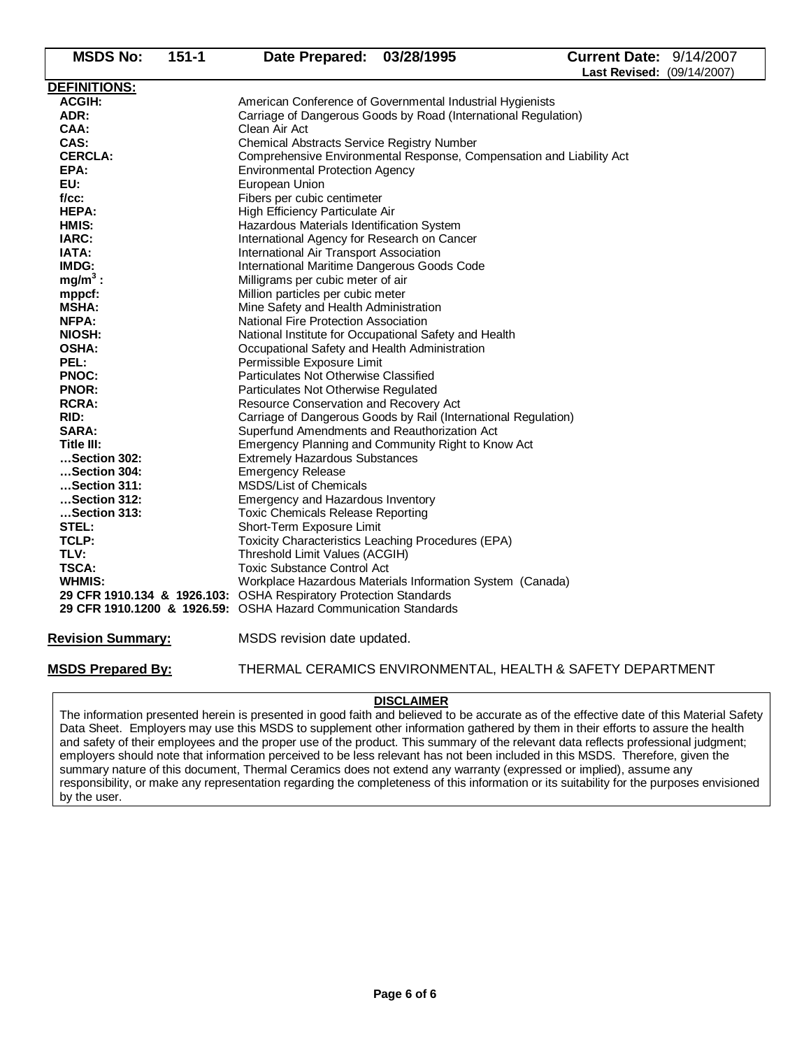| MSDS No: 151-1 | Date Prepared: 03/28/1995 | Current Date: 9/14/2007<br>Last Revised: (09/14/2007) |
|---|---|---|

**DEFINITIONS:**

| | |
|---|---|
| **ACGIH:** | American Conference of Governmental Industrial Hygienists |
| **ADR:** | Carriage of Dangerous Goods by Road (International Regulation) |
| **CAA:** | Clean Air Act |
| **CAS:** | Chemical Abstracts Service Registry Number |
| **CERCLA:** | Comprehensive Environmental Response, Compensation and Liability Act |
| **EPA:** | Environmental Protection Agency |
| **EU:** | European Union |
| **f/cc:** | Fibers per cubic centimeter |
| **HEPA:** | High Efficiency Particulate Air |
| **HMIS:** | Hazardous Materials Identification System |
| **IARC:** | International Agency for Research on Cancer |
| **IATA:** | International Air Transport Association |
| **IMDG:** | International Maritime Dangerous Goods Code |
| **$mg/m^3$ :** | Milligrams per cubic meter of air |
| **mppcf:** | Million particles per cubic meter |
| **MSHA:** | Mine Safety and Health Administration |
| **NFPA:** | National Fire Protection Association |
| **NIOSH:** | National Institute for Occupational Safety and Health |
| **OSHA:** | Occupational Safety and Health Administration |
| **PEL:** | Permissible Exposure Limit |
| **PNOC:** | Particulates Not Otherwise Classified |
| **PNOR:** | Particulates Not Otherwise Regulated |
| **RCRA:** | Resource Conservation and Recovery Act |
| **RID:** | Carriage of Dangerous Goods by Rail (International Regulation) |
| **SARA:** | Superfund Amendments and Reauthorization Act |
| **Title III:** | Emergency Planning and Community Right to Know Act |
| **…Section 302:** | Extremely Hazardous Substances |
| **…Section 304:** | Emergency Release |
| **…Section 311:** | MSDS/List of Chemicals |
| **…Section 312:** | Emergency and Hazardous Inventory |
| **…Section 313:** | Toxic Chemicals Release Reporting |
| **STEL:** | Short-Term Exposure Limit |
| **TCLP:** | Toxicity Characteristics Leaching Procedures (EPA) |
| **TLV:** | Threshold Limit Values (ACGIH) |
| **TSCA:** | Toxic Substance Control Act |
| **WHMIS:** | Workplace Hazardous Materials Information System (Canada) |
| **29 CFR 1910.134 & 1926.103:** | OSHA Respiratory Protection Standards |
| **29 CFR 1910.1200 & 1926.59:** | OSHA Hazard Communication Standards |

**Revision Summary:** MSDS revision date updated.

**MSDS Prepared By:** THERMAL CERAMICS ENVIRONMENTAL, HEALTH & SAFETY DEPARTMENT

**DISCLAIMER**

The information presented herein is presented in good faith and believed to be accurate as of the effective date of this Material Safety Data Sheet. Employers may use this MSDS to supplement other information gathered by them in their efforts to assure the health and safety of their employees and the proper use of the product. This summary of the relevant data reflects professional judgment; employers should note that information perceived to be less relevant has not been included in this MSDS. Therefore, given the summary nature of this document, Thermal Ceramics does not extend any warranty (expressed or implied), assume any responsibility, or make any representation regarding the completeness of this information or its suitability for the purposes envisioned by the user.